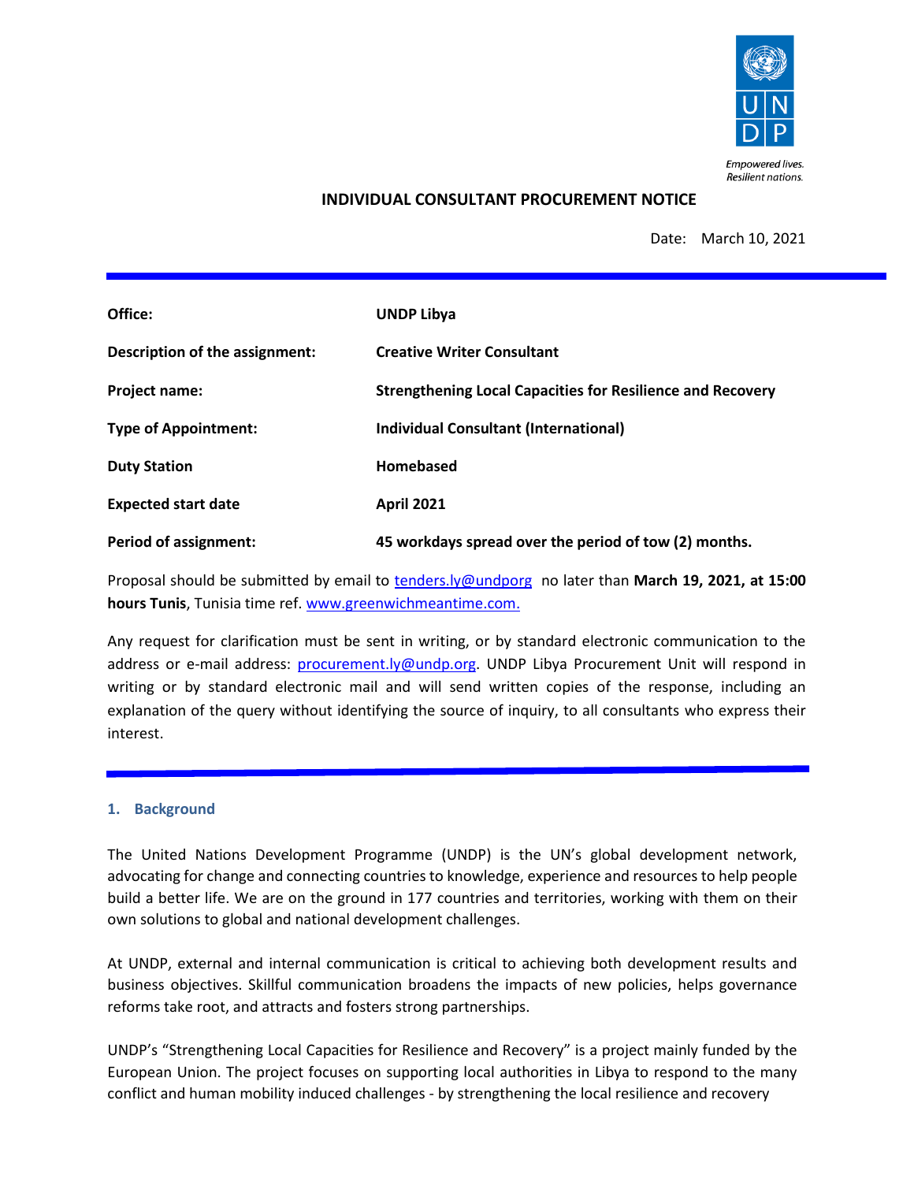Empowered lives.
Resilient nations.

## INDIVIDUAL CONSULTANT PROCUREMENT NOTICE

Date: March 10, 2021

| | |
|---|---|
| **Office:** | **UNDP Libya** |
| **Description of the assignment:** | **Creative Writer Consultant** |
| **Project name:** | **Strengthening Local Capacities for Resilience and Recovery** |
| **Type of Appointment:** | **Individual Consultant (International)** |
| **Duty Station** | **Homebased** |
| **Expected start date** | **April 2021** |
| **Period of assignment:** | **45 workdays spread over the period of tow (2) months.** |

Proposal should be submitted by email to tenders.ly@undporg no later than **March 19, 2021, at 15:00 hours Tunis**, Tunisia time ref. www.greenwichmeantime.com.

Any request for clarification must be sent in writing, or by standard electronic communication to the address or e-mail address: procurement.ly@undp.org. UNDP Libya Procurement Unit will respond in writing or by standard electronic mail and will send written copies of the response, including an explanation of the query without identifying the source of inquiry, to all consultants who express their interest.

### 1. Background

The United Nations Development Programme (UNDP) is the UN's global development network, advocating for change and connecting countries to knowledge, experience and resources to help people build a better life. We are on the ground in 177 countries and territories, working with them on their own solutions to global and national development challenges.

At UNDP, external and internal communication is critical to achieving both development results and business objectives. Skillful communication broadens the impacts of new policies, helps governance reforms take root, and attracts and fosters strong partnerships.

UNDP's "Strengthening Local Capacities for Resilience and Recovery" is a project mainly funded by the European Union. The project focuses on supporting local authorities in Libya to respond to the many conflict and human mobility induced challenges - by strengthening the local resilience and recovery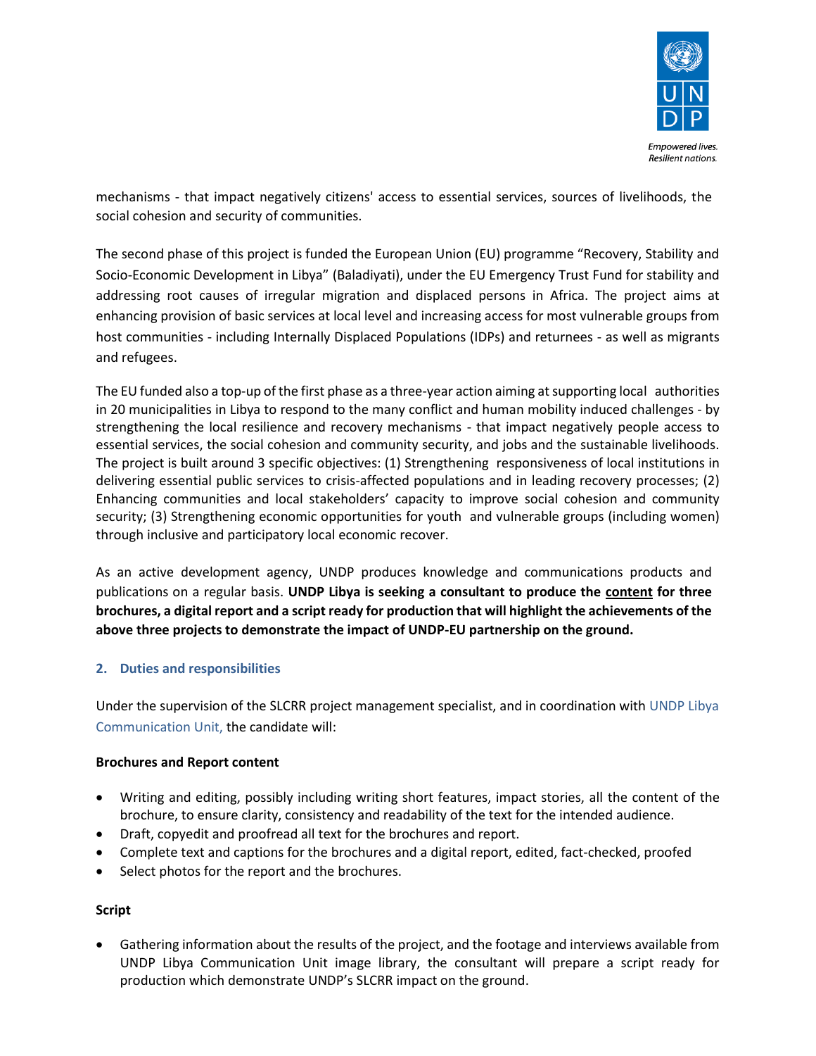mechanisms - that impact negatively citizens' access to essential services, sources of livelihoods, the social cohesion and security of communities.

The second phase of this project is funded the European Union (EU) programme "Recovery, Stability and Socio-Economic Development in Libya" (Baladiyati), under the EU Emergency Trust Fund for stability and addressing root causes of irregular migration and displaced persons in Africa. The project aims at enhancing provision of basic services at local level and increasing access for most vulnerable groups from host communities - including Internally Displaced Populations (IDPs) and returnees - as well as migrants and refugees.

The EU funded also a top-up of the first phase as a three-year action aiming at supporting local authorities in 20 municipalities in Libya to respond to the many conflict and human mobility induced challenges - by strengthening the local resilience and recovery mechanisms - that impact negatively people access to essential services, the social cohesion and community security, and jobs and the sustainable livelihoods. The project is built around 3 specific objectives: (1) Strengthening responsiveness of local institutions in delivering essential public services to crisis-affected populations and in leading recovery processes; (2) Enhancing communities and local stakeholders' capacity to improve social cohesion and community security; (3) Strengthening economic opportunities for youth and vulnerable groups (including women) through inclusive and participatory local economic recover.

As an active development agency, UNDP produces knowledge and communications products and publications on a regular basis. **UNDP Libya is seeking a consultant to produce the content for three brochures, a digital report and a script ready for production that will highlight the achievements of the above three projects to demonstrate the impact of UNDP-EU partnership on the ground.**

## 2. Duties and responsibilities

Under the supervision of the SLCRR project management specialist, and in coordination with UNDP Libya Communication Unit, the candidate will:

**Brochures and Report content**

- Writing and editing, possibly including writing short features, impact stories, all the content of the brochure, to ensure clarity, consistency and readability of the text for the intended audience.
- Draft, copyedit and proofread all text for the brochures and report.
- Complete text and captions for the brochures and a digital report, edited, fact-checked, proofed
- Select photos for the report and the brochures.

**Script**

- Gathering information about the results of the project, and the footage and interviews available from UNDP Libya Communication Unit image library, the consultant will prepare a script ready for production which demonstrate UNDP's SLCRR impact on the ground.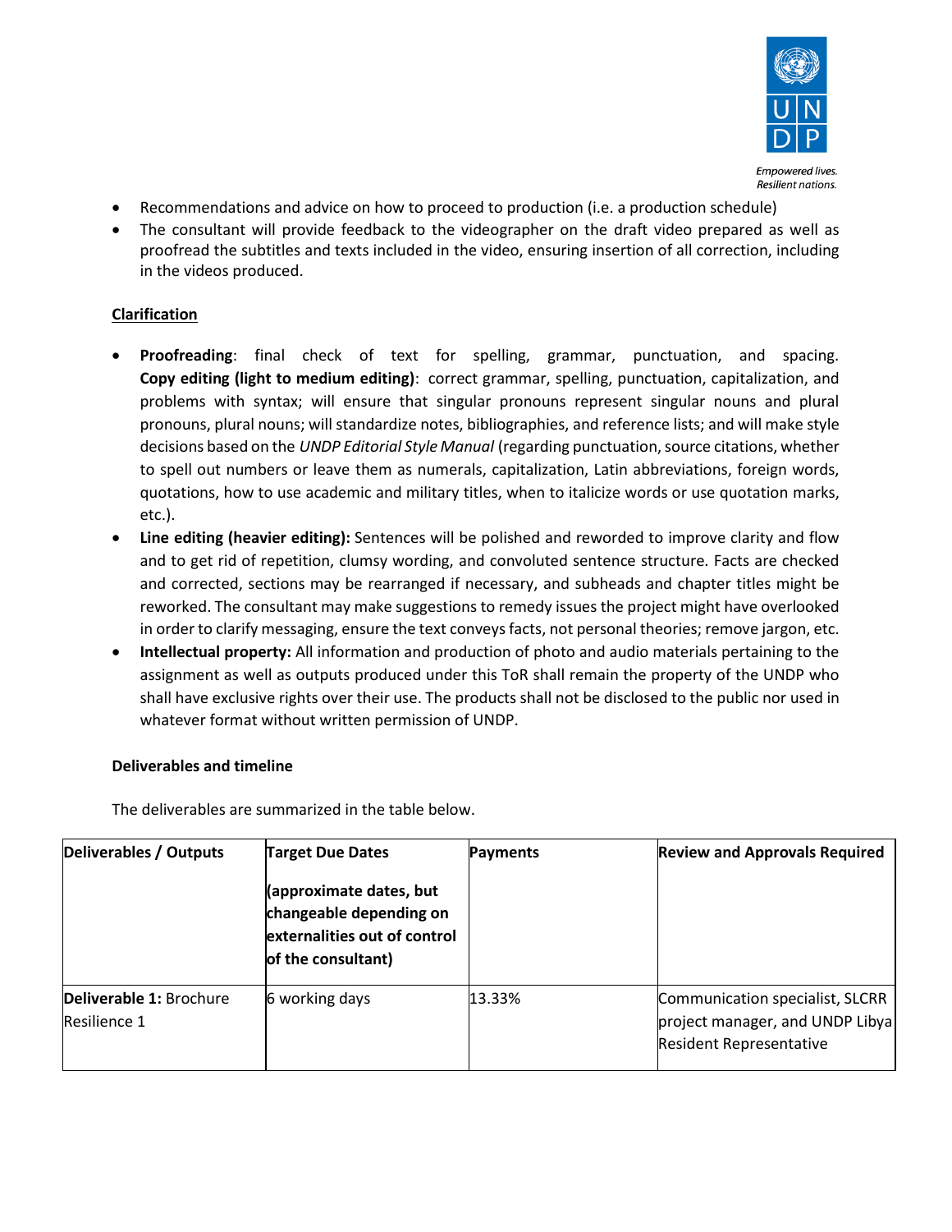- Recommendations and advice on how to proceed to production (i.e. a production schedule)
- The consultant will provide feedback to the videographer on the draft video prepared as well as proofread the subtitles and texts included in the video, ensuring insertion of all correction, including in the videos produced.

**Clarification**

- **Proofreading**: final check of text for spelling, grammar, punctuation, and spacing. **Copy editing (light to medium editing)**: correct grammar, spelling, punctuation, capitalization, and problems with syntax; will ensure that singular pronouns represent singular nouns and plural pronouns, plural nouns; will standardize notes, bibliographies, and reference lists; and will make style decisions based on the *UNDP Editorial Style Manual* (regarding punctuation, source citations, whether to spell out numbers or leave them as numerals, capitalization, Latin abbreviations, foreign words, quotations, how to use academic and military titles, when to italicize words or use quotation marks, etc.).
- **Line editing (heavier editing):** Sentences will be polished and reworded to improve clarity and flow and to get rid of repetition, clumsy wording, and convoluted sentence structure. Facts are checked and corrected, sections may be rearranged if necessary, and subheads and chapter titles might be reworked. The consultant may make suggestions to remedy issues the project might have overlooked in order to clarify messaging, ensure the text conveys facts, not personal theories; remove jargon, etc.
- **Intellectual property:** All information and production of photo and audio materials pertaining to the assignment as well as outputs produced under this ToR shall remain the property of the UNDP who shall have exclusive rights over their use. The products shall not be disclosed to the public nor used in whatever format without written permission of UNDP.

**Deliverables and timeline**

The deliverables are summarized in the table below.

| Deliverables / Outputs | Target Due Dates (approximate dates, but changeable depending on externalities out of control of the consultant) | Payments | Review and Approvals Required |
|---|---|---|---|
| **Deliverable 1:** Brochure Resilience 1 | 6 working days | 13.33% | Communication specialist, SLCRR project manager, and UNDP Libya Resident Representative |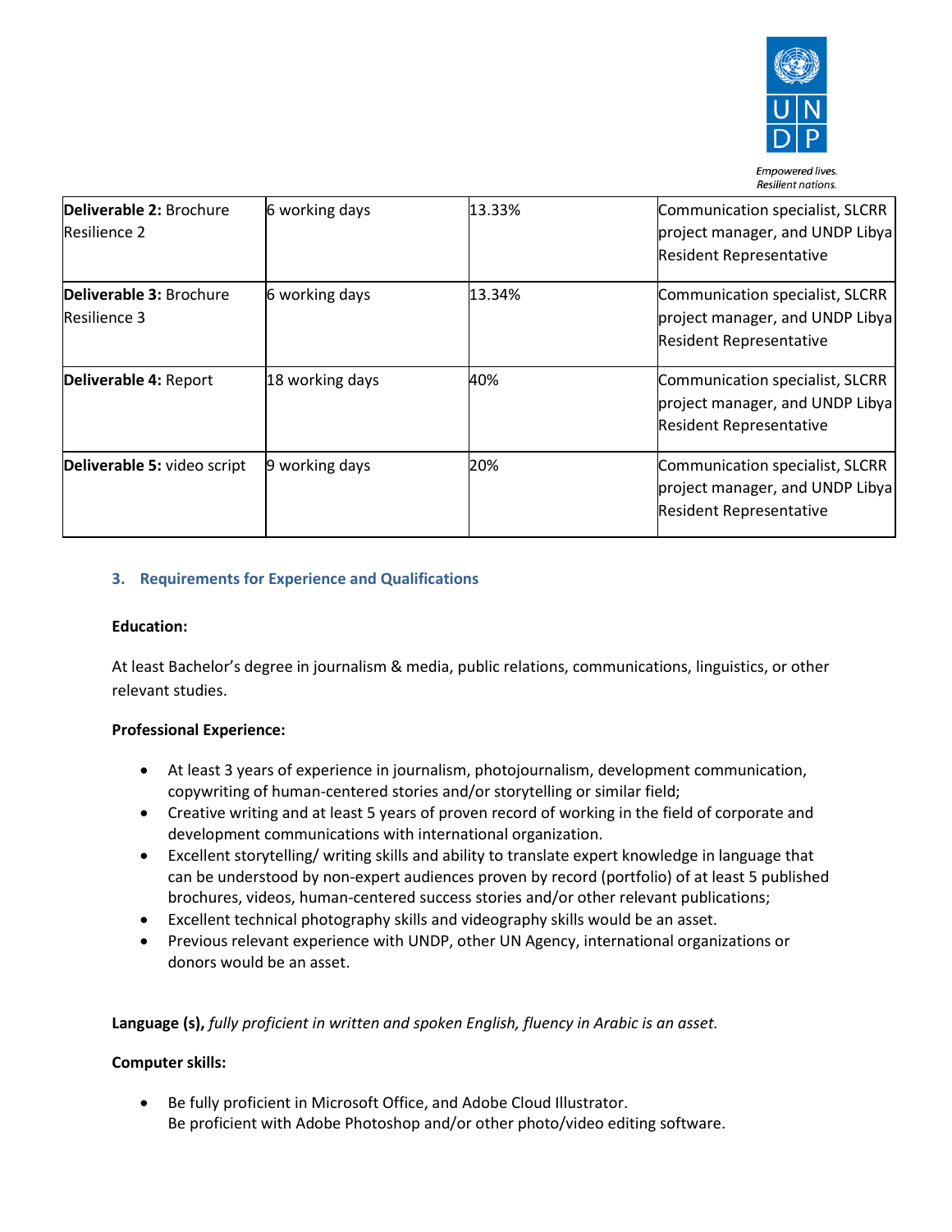| **Deliverable 2:** Brochure Resilience 2 | 6 working days | 13.33% | Communication specialist, SLCRR project manager, and UNDP Libya Resident Representative |
|---|---|---|---|
| **Deliverable 3:** Brochure Resilience 3 | 6 working days | 13.34% | Communication specialist, SLCRR project manager, and UNDP Libya Resident Representative |
| **Deliverable 4:** Report | 18 working days | 40% | Communication specialist, SLCRR project manager, and UNDP Libya Resident Representative |
| **Deliverable 5:** video script | 9 working days | 20% | Communication specialist, SLCRR project manager, and UNDP Libya Resident Representative |

## 3. Requirements for Experience and Qualifications

**Education:**

At least Bachelor's degree in journalism & media, public relations, communications, linguistics, or other relevant studies.

**Professional Experience:**

- At least 3 years of experience in journalism, photojournalism, development communication, copywriting of human-centered stories and/or storytelling or similar field;
- Creative writing and at least 5 years of proven record of working in the field of corporate and development communications with international organization.
- Excellent storytelling/ writing skills and ability to translate expert knowledge in language that can be understood by non-expert audiences proven by record (portfolio) of at least 5 published brochures, videos, human-centered success stories and/or other relevant publications;
- Excellent technical photography skills and videography skills would be an asset.
- Previous relevant experience with UNDP, other UN Agency, international organizations or donors would be an asset.

**Language (s),** *fully proficient in written and spoken English, fluency in Arabic is an asset.*

**Computer skills:**

- Be fully proficient in Microsoft Office, and Adobe Cloud Illustrator.
  Be proficient with Adobe Photoshop and/or other photo/video editing software.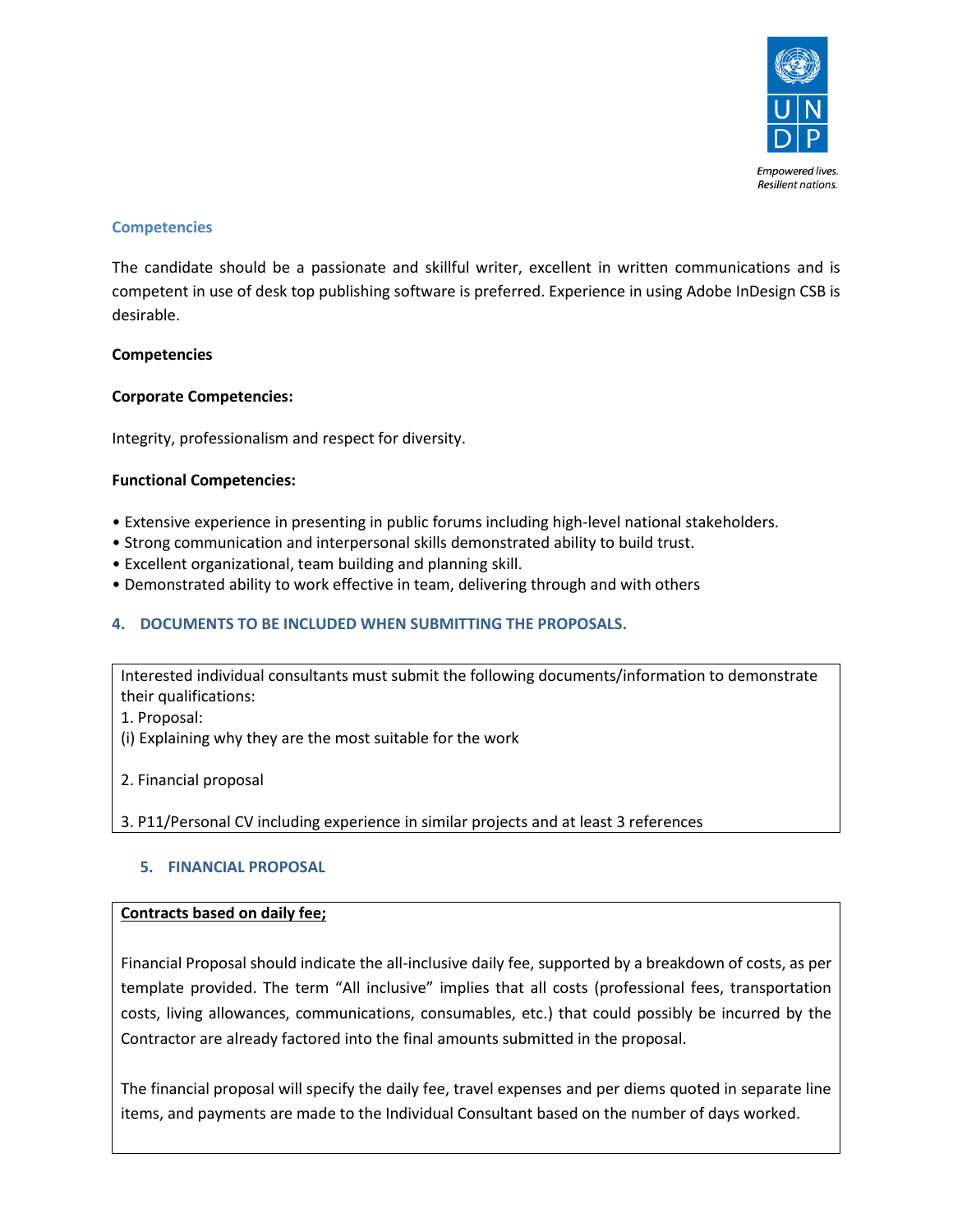### Competencies

The candidate should be a passionate and skillful writer, excellent in written communications and is competent in use of desk top publishing software is preferred. Experience in using Adobe InDesign CSB is desirable.

**Competencies**

**Corporate Competencies:**

Integrity, professionalism and respect for diversity.

**Functional Competencies:**

- Extensive experience in presenting in public forums including high-level national stakeholders.
- Strong communication and interpersonal skills demonstrated ability to build trust.
- Excellent organizational, team building and planning skill.
- Demonstrated ability to work effective in team, delivering through and with others

## 4. DOCUMENTS TO BE INCLUDED WHEN SUBMITTING THE PROPOSALS.

Interested individual consultants must submit the following documents/information to demonstrate their qualifications:

1. Proposal:
(i) Explaining why they are the most suitable for the work

2. Financial proposal

3. P11/Personal CV including experience in similar projects and at least 3 references

## 5. FINANCIAL PROPOSAL

**Contracts based on daily fee;**

Financial Proposal should indicate the all-inclusive daily fee, supported by a breakdown of costs, as per template provided. The term "All inclusive" implies that all costs (professional fees, transportation costs, living allowances, communications, consumables, etc.) that could possibly be incurred by the Contractor are already factored into the final amounts submitted in the proposal.

The financial proposal will specify the daily fee, travel expenses and per diems quoted in separate line items, and payments are made to the Individual Consultant based on the number of days worked.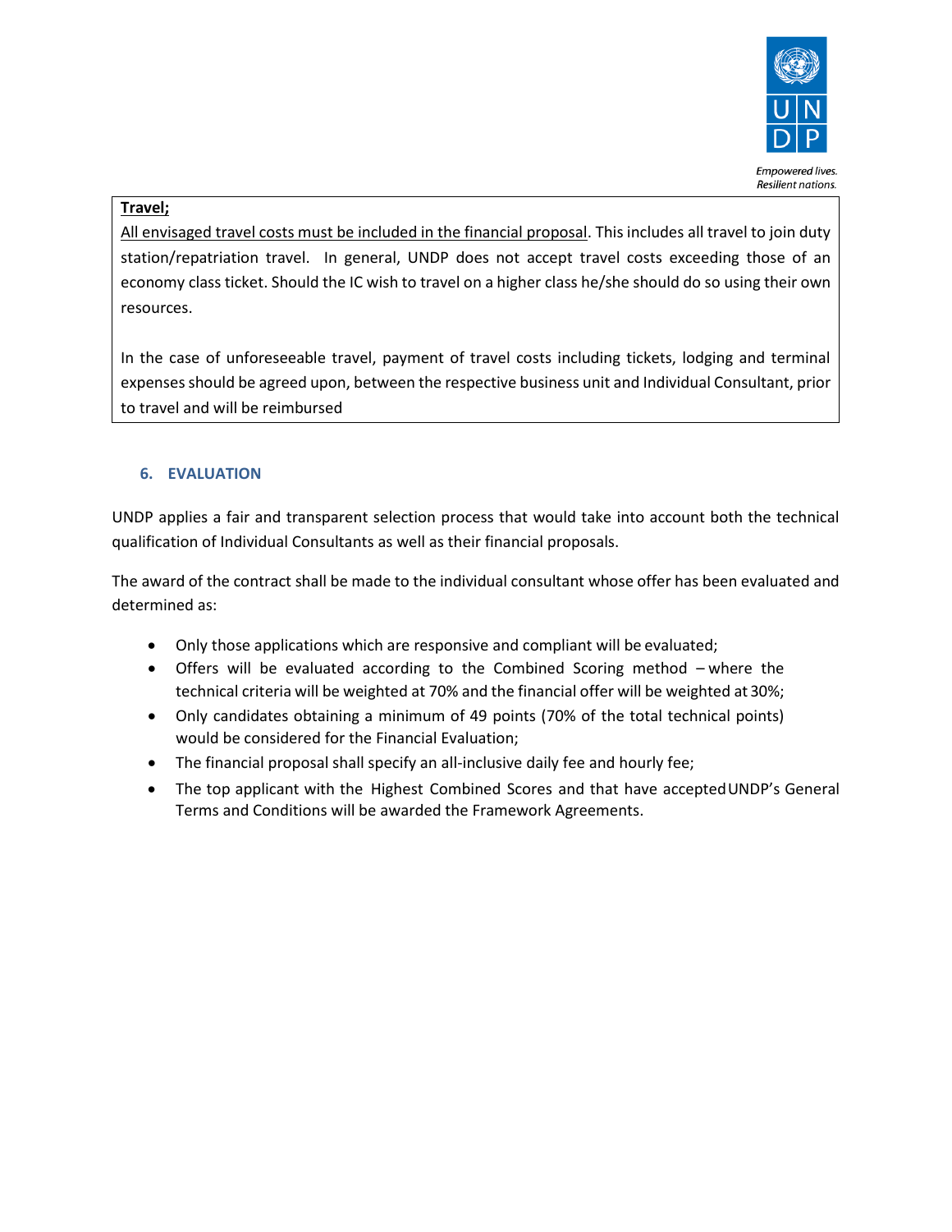**Travel;**

All envisaged travel costs must be included in the financial proposal. This includes all travel to join duty station/repatriation travel. In general, UNDP does not accept travel costs exceeding those of an economy class ticket. Should the IC wish to travel on a higher class he/she should do so using their own resources.

In the case of unforeseeable travel, payment of travel costs including tickets, lodging and terminal expenses should be agreed upon, between the respective business unit and Individual Consultant, prior to travel and will be reimbursed

## 6. EVALUATION

UNDP applies a fair and transparent selection process that would take into account both the technical qualification of Individual Consultants as well as their financial proposals.

The award of the contract shall be made to the individual consultant whose offer has been evaluated and determined as:

- Only those applications which are responsive and compliant will be evaluated;
- Offers will be evaluated according to the Combined Scoring method – where the technical criteria will be weighted at 70% and the financial offer will be weighted at 30%;
- Only candidates obtaining a minimum of 49 points (70% of the total technical points) would be considered for the Financial Evaluation;
- The financial proposal shall specify an all-inclusive daily fee and hourly fee;
- The top applicant with the Highest Combined Scores and that have accepted UNDP's General Terms and Conditions will be awarded the Framework Agreements.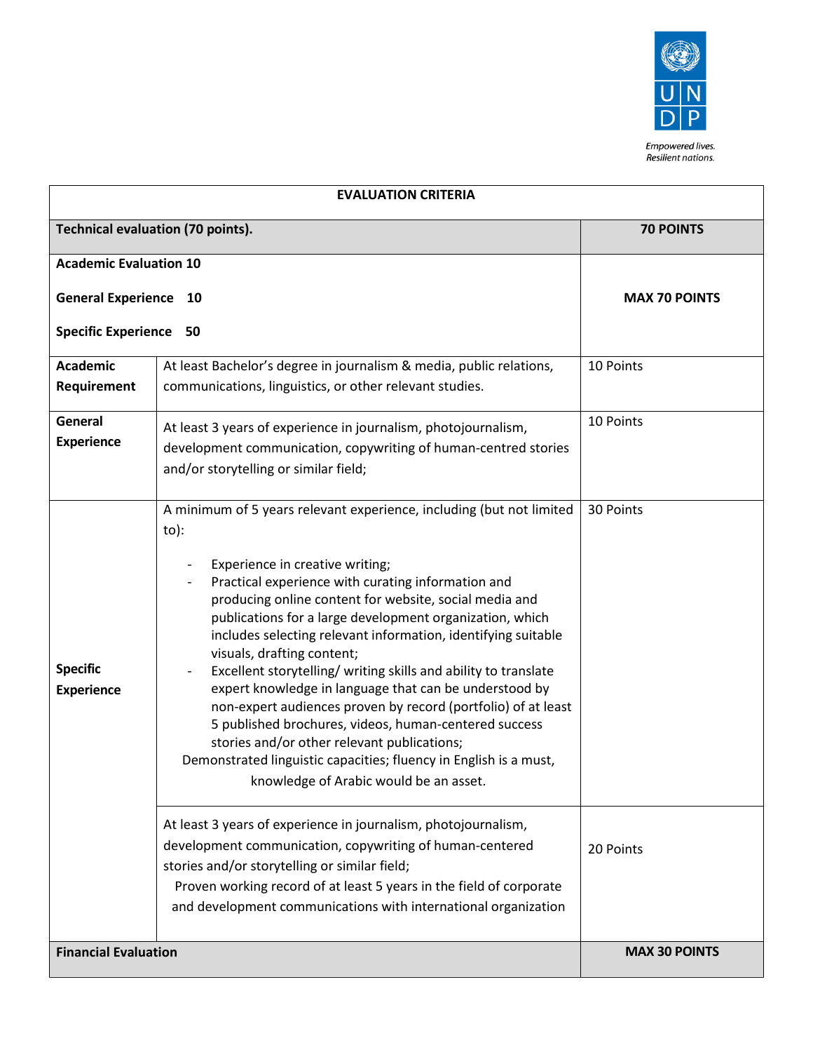| EVALUATION CRITERIA | | |
|---|---|---|
| **Technical evaluation (70 points).** | | **70 POINTS** |
| **Academic Evaluation 10**<br><br>**General Experience 10**<br><br>**Specific Experience 50** | | **MAX 70 POINTS** |
| **Academic Requirement** | At least Bachelor's degree in journalism & media, public relations, communications, linguistics, or other relevant studies. | 10 Points |
| **General Experience** | At least 3 years of experience in journalism, photojournalism, development communication, copywriting of human-centred stories and/or storytelling or similar field; | 10 Points |
| **Specific Experience** | A minimum of 5 years relevant experience, including (but not limited to):<br>- Experience in creative writing;<br>- Practical experience with curating information and producing online content for website, social media and publications for a large development organization, which includes selecting relevant information, identifying suitable visuals, drafting content;<br>- Excellent storytelling/ writing skills and ability to translate expert knowledge in language that can be understood by non-expert audiences proven by record (portfolio) of at least 5 published brochures, videos, human-centered success stories and/or other relevant publications;<br>Demonstrated linguistic capacities; fluency in English is a must, knowledge of Arabic would be an asset. | 30 Points |
| | At least 3 years of experience in journalism, photojournalism, development communication, copywriting of human-centered stories and/or storytelling or similar field;<br>Proven working record of at least 5 years in the field of corporate and development communications with international organization | 20 Points |
| **Financial Evaluation** | | **MAX 30 POINTS** |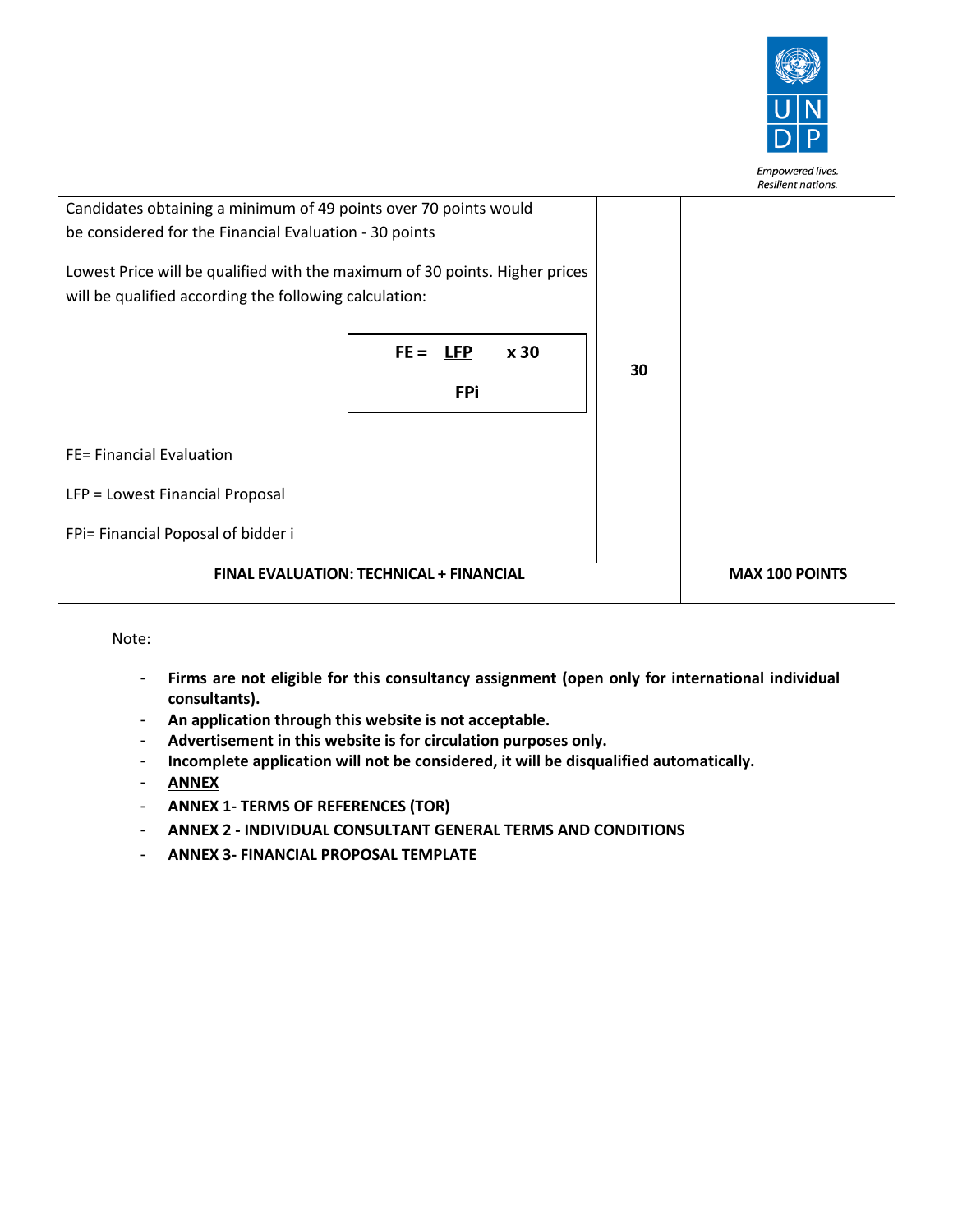| | | |
|---|---|---|
| Candidates obtaining a minimum of 49 points over 70 points would be considered for the Financial Evaluation - 30 points<br><br>Lowest Price will be qualified with the maximum of 30 points. Higher prices will be qualified according the following calculation:<br><br>$$FE = \frac{LFP}{FPi} \times 30$$<br><br>FE= Financial Evaluation<br><br>LFP = Lowest Financial Proposal<br><br>FPi= Financial Poposal of bidder i | 30 | |
| **FINAL EVALUATION: TECHNICAL + FINANCIAL** | | **MAX 100 POINTS** |

Note:

- **Firms are not eligible for this consultancy assignment (open only for international individual consultants).**
- **An application through this website is not acceptable.**
- **Advertisement in this website is for circulation purposes only.**
- **Incomplete application will not be considered, it will be disqualified automatically.**
- **ANNEX**
- **ANNEX 1- TERMS OF REFERENCES (TOR)**
- **ANNEX 2 - INDIVIDUAL CONSULTANT GENERAL TERMS AND CONDITIONS**
- **ANNEX 3- FINANCIAL PROPOSAL TEMPLATE**